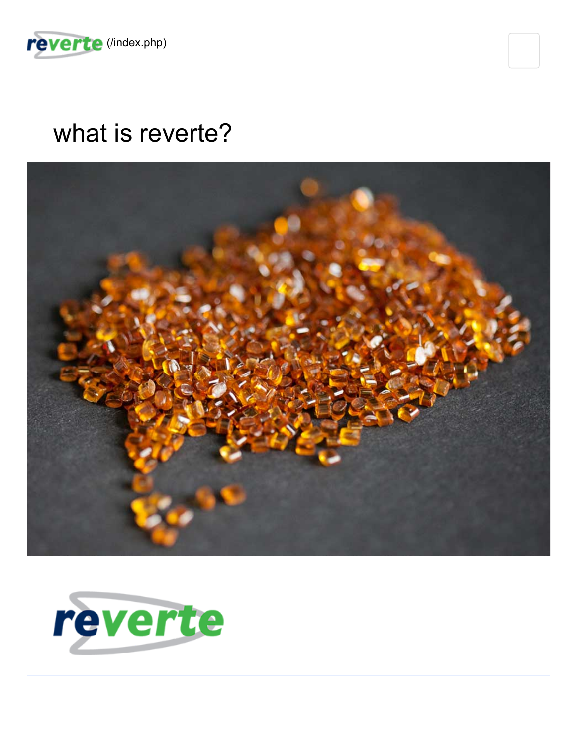reverte (/index.php)

# what is reverte?

reverte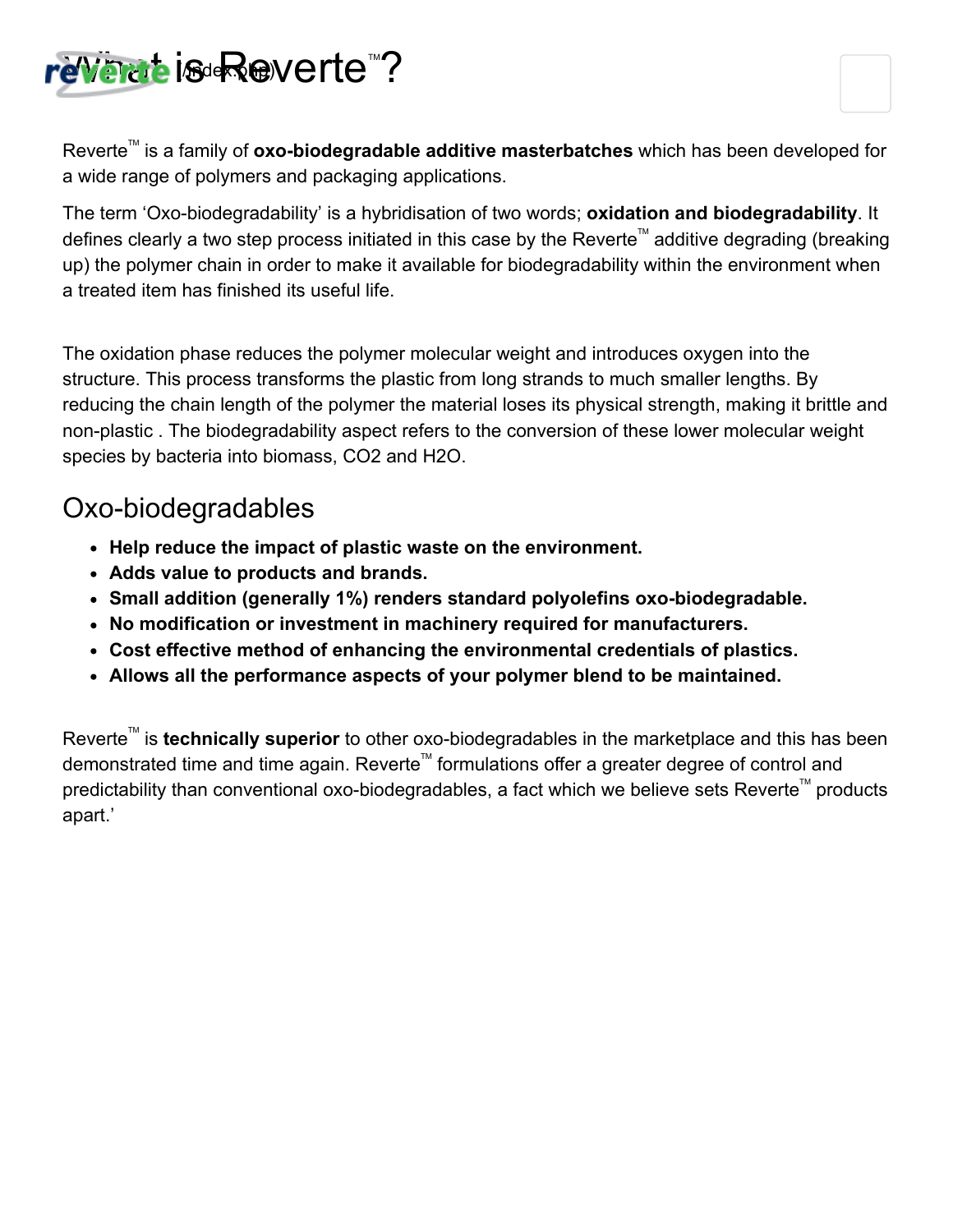# What is Reverte™?

Reverte™ is a family of **oxo-biodegradable additive masterbatches** which has been developed for a wide range of polymers and packaging applications.

The term 'Oxo-biodegradability' is a hybridisation of two words; **oxidation and biodegradability**. It defines clearly a two step process initiated in this case by the Reverte™ additive degrading (breaking up) the polymer chain in order to make it available for biodegradability within the environment when a treated item has finished its useful life.

The oxidation phase reduces the polymer molecular weight and introduces oxygen into the structure. This process transforms the plastic from long strands to much smaller lengths. By reducing the chain length of the polymer the material loses its physical strength, making it brittle and non-plastic . The biodegradability aspect refers to the conversion of these lower molecular weight species by bacteria into biomass, $CO_2$ and $H_2O$.

## Oxo-biodegradables

- **Help reduce the impact of plastic waste on the environment.**
- **Adds value to products and brands.**
- **Small addition (generally 1%) renders standard polyolefins oxo-biodegradable.**
- **No modification or investment in machinery required for manufacturers.**
- **Cost effective method of enhancing the environmental credentials of plastics.**
- **Allows all the performance aspects of your polymer blend to be maintained.**

Reverte™ is **technically superior** to other oxo-biodegradables in the marketplace and this has been demonstrated time and time again. Reverte™ formulations offer a greater degree of control and predictability than conventional oxo-biodegradables, a fact which we believe sets Reverte™ products apart.'